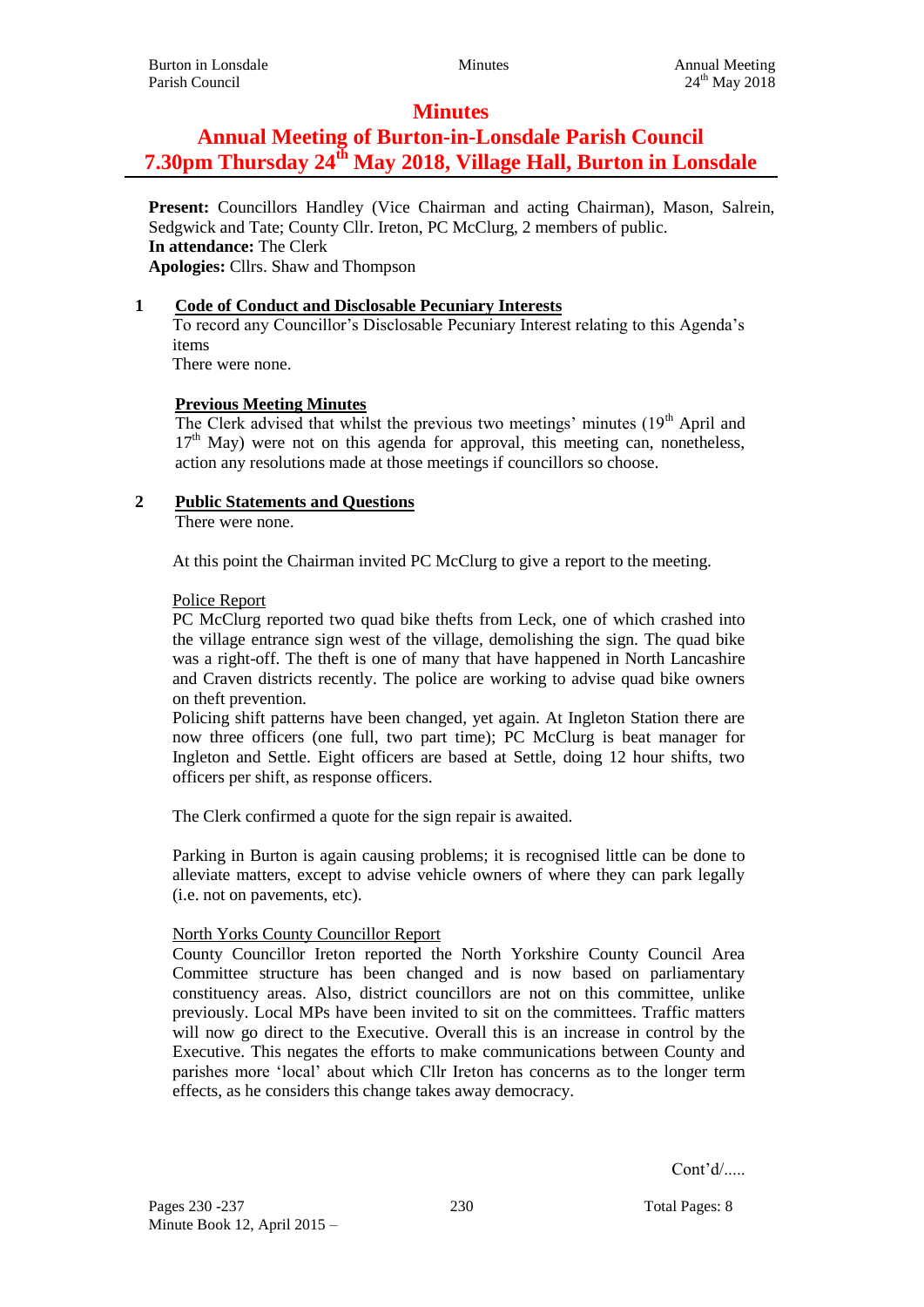# Minutes

## Annual Meeting of Burton-in-Lonsdale Parish Council
## 7.30pm Thursday 24th May 2018, Village Hall, Burton in Lonsdale

**Present:** Councillors Handley (Vice Chairman and acting Chairman), Mason, Salrein, Sedgwick and Tate; County Cllr. Ireton, PC McClurg, 2 members of public.
**In attendance:** The Clerk
**Apologies:** Cllrs. Shaw and Thompson

**1 Code of Conduct and Disclosable Pecuniary Interests**

To record any Councillor's Disclosable Pecuniary Interest relating to this Agenda's items

There were none.

**Previous Meeting Minutes**

The Clerk advised that whilst the previous two meetings' minutes (19th April and 17th May) were not on this agenda for approval, this meeting can, nonetheless, action any resolutions made at those meetings if councillors so choose.

**2 Public Statements and Questions**

There were none.

At this point the Chairman invited PC McClurg to give a report to the meeting.

Police Report

PC McClurg reported two quad bike thefts from Leck, one of which crashed into the village entrance sign west of the village, demolishing the sign. The quad bike was a right-off. The theft is one of many that have happened in North Lancashire and Craven districts recently. The police are working to advise quad bike owners on theft prevention.

Policing shift patterns have been changed, yet again. At Ingleton Station there are now three officers (one full, two part time); PC McClurg is beat manager for Ingleton and Settle. Eight officers are based at Settle, doing 12 hour shifts, two officers per shift, as response officers.

The Clerk confirmed a quote for the sign repair is awaited.

Parking in Burton is again causing problems; it is recognised little can be done to alleviate matters, except to advise vehicle owners of where they can park legally (i.e. not on pavements, etc).

North Yorks County Councillor Report

County Councillor Ireton reported the North Yorkshire County Council Area Committee structure has been changed and is now based on parliamentary constituency areas. Also, district councillors are not on this committee, unlike previously. Local MPs have been invited to sit on the committees. Traffic matters will now go direct to the Executive. Overall this is an increase in control by the Executive. This negates the efforts to make communications between County and parishes more 'local' about which Cllr Ireton has concerns as to the longer term effects, as he considers this change takes away democracy.

Cont'd/.....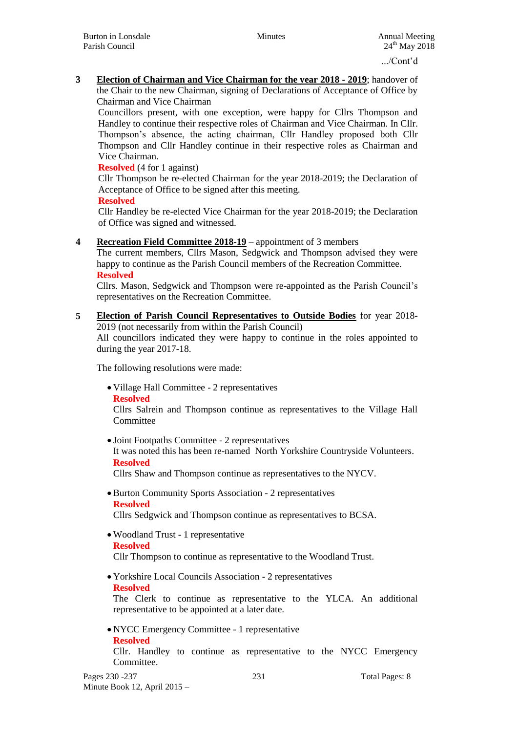.../Cont'd

**3** **Election of Chairman and Vice Chairman for the year 2018 - 2019**; handover of the Chair to the new Chairman, signing of Declarations of Acceptance of Office by Chairman and Vice Chairman

Councillors present, with one exception, were happy for Cllrs Thompson and Handley to continue their respective roles of Chairman and Vice Chairman. In Cllr. Thompson's absence, the acting chairman, Cllr Handley proposed both Cllr Thompson and Cllr Handley continue in their respective roles as Chairman and Vice Chairman.

**Resolved** (4 for 1 against)

Cllr Thompson be re-elected Chairman for the year 2018-2019; the Declaration of Acceptance of Office to be signed after this meeting.

**Resolved**

Cllr Handley be re-elected Vice Chairman for the year 2018-2019; the Declaration of Office was signed and witnessed.

**4** **Recreation Field Committee 2018-19** – appointment of 3 members

The current members, Cllrs Mason, Sedgwick and Thompson advised they were happy to continue as the Parish Council members of the Recreation Committee.

**Resolved**

Cllrs. Mason, Sedgwick and Thompson were re-appointed as the Parish Council's representatives on the Recreation Committee.

**5** **Election of Parish Council Representatives to Outside Bodies** for year 2018-2019 (not necessarily from within the Parish Council)

All councillors indicated they were happy to continue in the roles appointed to during the year 2017-18.

The following resolutions were made:

- Village Hall Committee - 2 representatives

  **Resolved**

  Cllrs Salrein and Thompson continue as representatives to the Village Hall Committee

- Joint Footpaths Committee - 2 representatives

  It was noted this has been re-named North Yorkshire Countryside Volunteers.

  **Resolved**

  Cllrs Shaw and Thompson continue as representatives to the NYCV.

- Burton Community Sports Association - 2 representatives

  **Resolved**

  Cllrs Sedgwick and Thompson continue as representatives to BCSA.

- Woodland Trust - 1 representative

  **Resolved**

  Cllr Thompson to continue as representative to the Woodland Trust.

- Yorkshire Local Councils Association - 2 representatives

  **Resolved**

  The Clerk to continue as representative to the YLCA. An additional representative to be appointed at a later date.

- NYCC Emergency Committee - 1 representative

  **Resolved**

  Cllr. Handley to continue as representative to the NYCC Emergency Committee.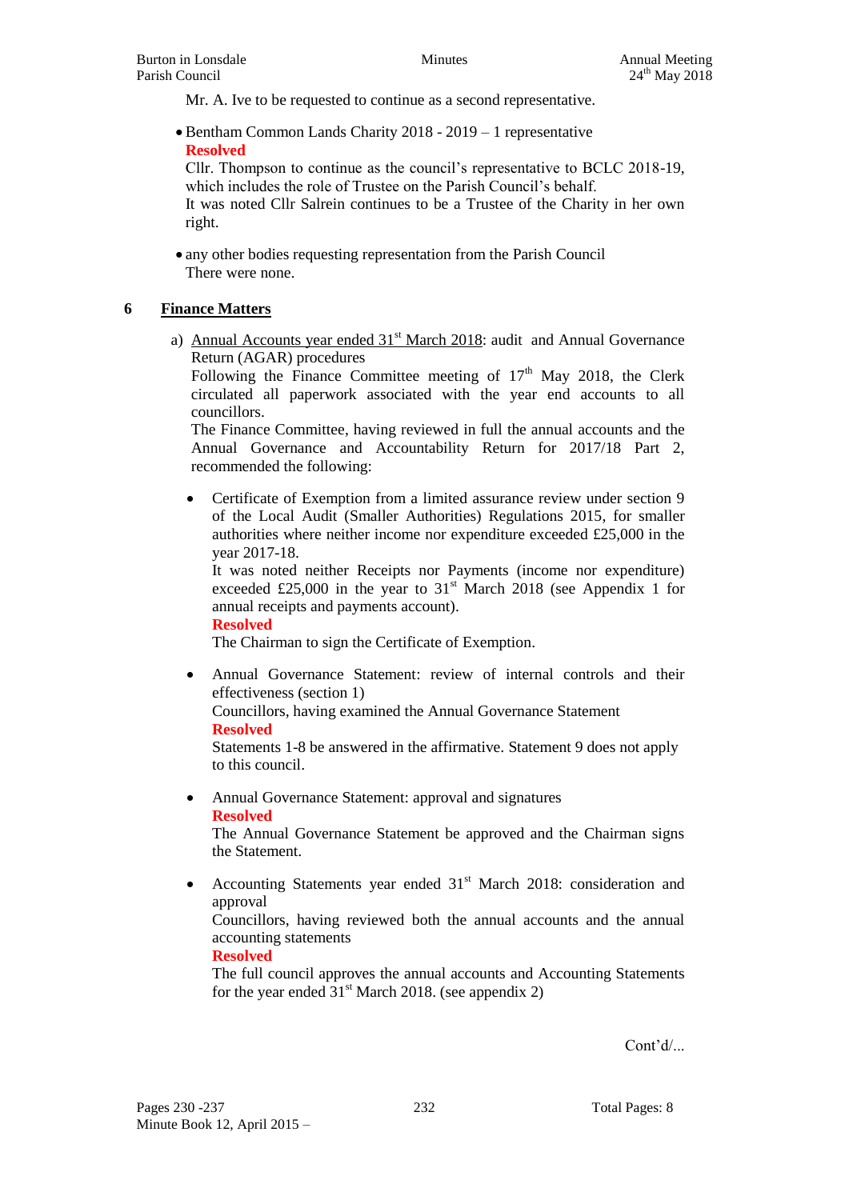Mr. A. Ive to be requested to continue as a second representative.

- Bentham Common Lands Charity 2018 - 2019 – 1 representative

  **Resolved**

  Cllr. Thompson to continue as the council's representative to BCLC 2018-19, which includes the role of Trustee on the Parish Council's behalf.

  It was noted Cllr Salrein continues to be a Trustee of the Charity in her own right.

- any other bodies requesting representation from the Parish Council

  There were none.

## 6 Finance Matters

a) Annual Accounts year ended 31st March 2018: audit and Annual Governance Return (AGAR) procedures

Following the Finance Committee meeting of 17th May 2018, the Clerk circulated all paperwork associated with the year end accounts to all councillors.

The Finance Committee, having reviewed in full the annual accounts and the Annual Governance and Accountability Return for 2017/18 Part 2, recommended the following:

- Certificate of Exemption from a limited assurance review under section 9 of the Local Audit (Smaller Authorities) Regulations 2015, for smaller authorities where neither income nor expenditure exceeded £25,000 in the year 2017-18.

  It was noted neither Receipts nor Payments (income nor expenditure) exceeded £25,000 in the year to 31st March 2018 (see Appendix 1 for annual receipts and payments account).

  **Resolved**

  The Chairman to sign the Certificate of Exemption.

- Annual Governance Statement: review of internal controls and their effectiveness (section 1)

  Councillors, having examined the Annual Governance Statement

  **Resolved**

  Statements 1-8 be answered in the affirmative. Statement 9 does not apply to this council.

- Annual Governance Statement: approval and signatures

  **Resolved**

  The Annual Governance Statement be approved and the Chairman signs the Statement.

- Accounting Statements year ended 31st March 2018: consideration and approval

  Councillors, having reviewed both the annual accounts and the annual accounting statements

  **Resolved**

  The full council approves the annual accounts and Accounting Statements for the year ended 31st March 2018. (see appendix 2)

Cont'd/...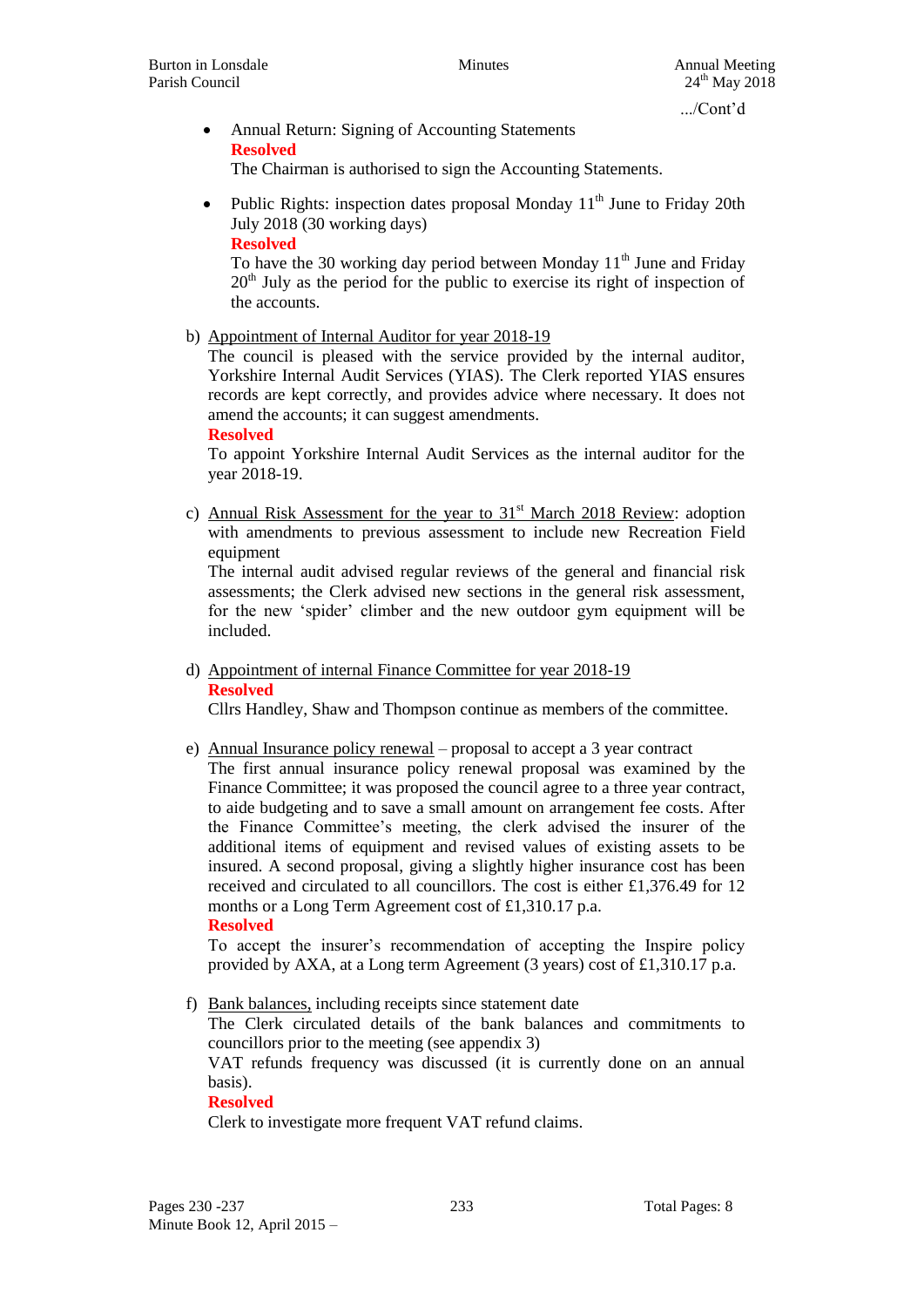.../Cont'd

- Annual Return: Signing of Accounting Statements
  **Resolved**
  The Chairman is authorised to sign the Accounting Statements.

- Public Rights: inspection dates proposal Monday 11th June to Friday 20th July 2018 (30 working days)
  **Resolved**
  To have the 30 working day period between Monday 11th June and Friday 20th July as the period for the public to exercise its right of inspection of the accounts.

b) Appointment of Internal Auditor for year 2018-19
The council is pleased with the service provided by the internal auditor, Yorkshire Internal Audit Services (YIAS). The Clerk reported YIAS ensures records are kept correctly, and provides advice where necessary. It does not amend the accounts; it can suggest amendments.
**Resolved**
To appoint Yorkshire Internal Audit Services as the internal auditor for the year 2018-19.

c) Annual Risk Assessment for the year to 31st March 2018 Review: adoption with amendments to previous assessment to include new Recreation Field equipment
The internal audit advised regular reviews of the general and financial risk assessments; the Clerk advised new sections in the general risk assessment, for the new 'spider' climber and the new outdoor gym equipment will be included.

d) Appointment of internal Finance Committee for year 2018-19
**Resolved**
Cllrs Handley, Shaw and Thompson continue as members of the committee.

e) Annual Insurance policy renewal – proposal to accept a 3 year contract
The first annual insurance policy renewal proposal was examined by the Finance Committee; it was proposed the council agree to a three year contract, to aide budgeting and to save a small amount on arrangement fee costs. After the Finance Committee's meeting, the clerk advised the insurer of the additional items of equipment and revised values of existing assets to be insured. A second proposal, giving a slightly higher insurance cost has been received and circulated to all councillors. The cost is either £1,376.49 for 12 months or a Long Term Agreement cost of £1,310.17 p.a.
**Resolved**
To accept the insurer's recommendation of accepting the Inspire policy provided by AXA, at a Long term Agreement (3 years) cost of £1,310.17 p.a.

f) Bank balances, including receipts since statement date
The Clerk circulated details of the bank balances and commitments to councillors prior to the meeting (see appendix 3)
VAT refunds frequency was discussed (it is currently done on an annual basis).
**Resolved**
Clerk to investigate more frequent VAT refund claims.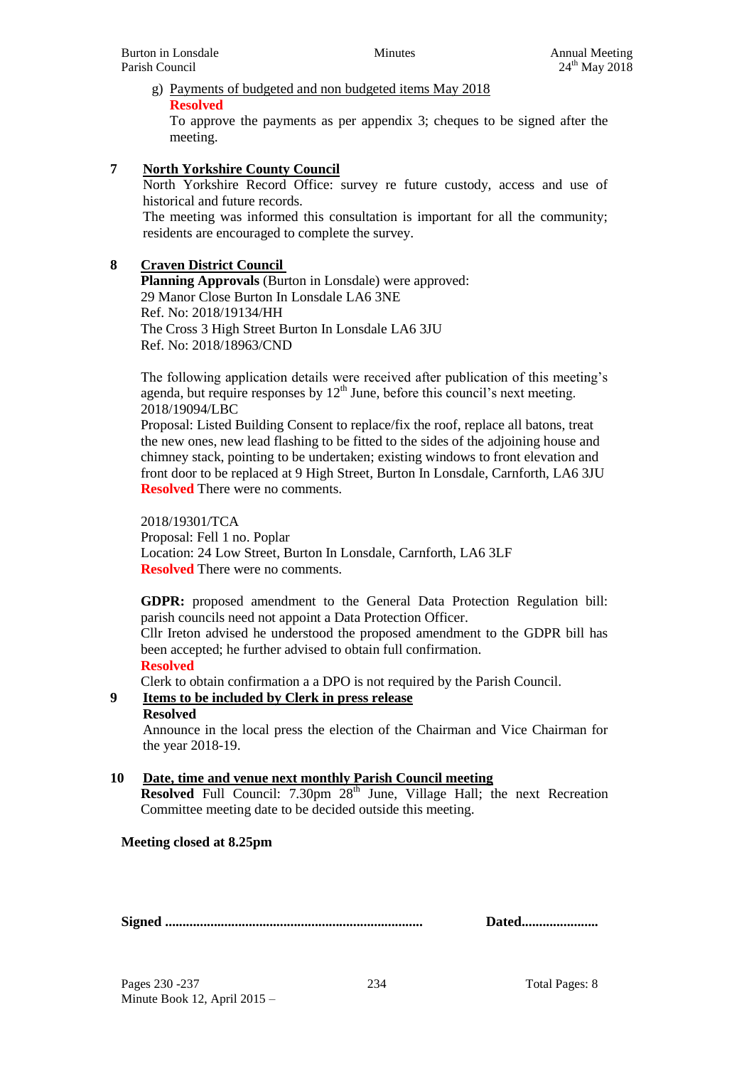g) Payments of budgeted and non budgeted items May 2018

**Resolved**

To approve the payments as per appendix 3; cheques to be signed after the meeting.

**7 North Yorkshire County Council**

North Yorkshire Record Office: survey re future custody, access and use of historical and future records.

The meeting was informed this consultation is important for all the community; residents are encouraged to complete the survey.

**8 Craven District Council**

**Planning Approvals** (Burton in Lonsdale) were approved:
29 Manor Close Burton In Lonsdale LA6 3NE
Ref. No: 2018/19134/HH
The Cross 3 High Street Burton In Lonsdale LA6 3JU
Ref. No: 2018/18963/CND

The following application details were received after publication of this meeting's agenda, but require responses by 12th June, before this council's next meeting.
2018/19094/LBC
Proposal: Listed Building Consent to replace/fix the roof, replace all batons, treat the new ones, new lead flashing to be fitted to the sides of the adjoining house and chimney stack, pointing to be undertaken; existing windows to front elevation and front door to be replaced at 9 High Street, Burton In Lonsdale, Carnforth, LA6 3JU
**Resolved** There were no comments.

2018/19301/TCA
Proposal: Fell 1 no. Poplar
Location: 24 Low Street, Burton In Lonsdale, Carnforth, LA6 3LF
**Resolved** There were no comments.

**GDPR:** proposed amendment to the General Data Protection Regulation bill: parish councils need not appoint a Data Protection Officer.
Cllr Ireton advised he understood the proposed amendment to the GDPR bill has been accepted; he further advised to obtain full confirmation.
**Resolved**
Clerk to obtain confirmation a a DPO is not required by the Parish Council.

**9 Items to be included by Clerk in press release**

**Resolved**
Announce in the local press the election of the Chairman and Vice Chairman for the year 2018-19.

**10 Date, time and venue next monthly Parish Council meeting**

**Resolved** Full Council: 7.30pm 28th June, Village Hall; the next Recreation Committee meeting date to be decided outside this meeting.

**Meeting closed at 8.25pm**

**Signed ..........................................................................** **Dated......................**

Pages 230 -237
Minute Book 12, April 2015 –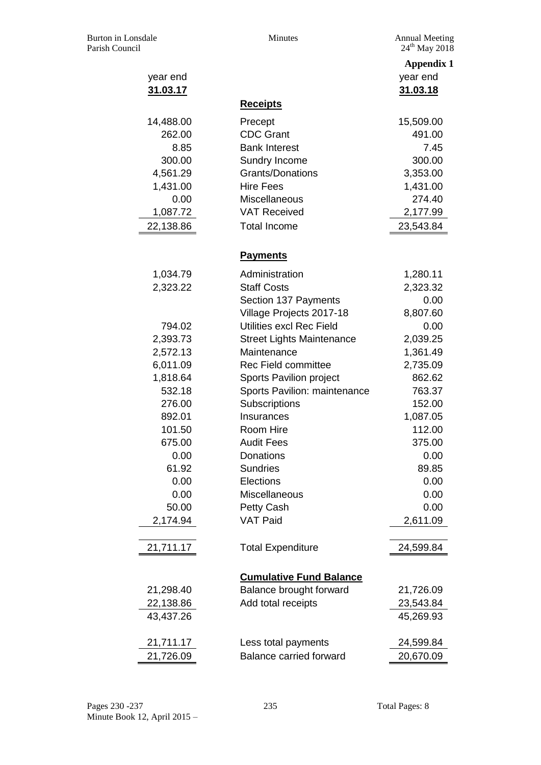**Appendix 1**

| year end 31.03.17 | | year end 31.03.18 |
|---|---|---|
| | **Receipts** | |
| 14,488.00 | Precept | 15,509.00 |
| 262.00 | CDC Grant | 491.00 |
| 8.85 | Bank Interest | 7.45 |
| 300.00 | Sundry Income | 300.00 |
| 4,561.29 | Grants/Donations | 3,353.00 |
| 1,431.00 | Hire Fees | 1,431.00 |
| 0.00 | Miscellaneous | 274.40 |
| 1,087.72 | VAT Received | 2,177.99 |
| 22,138.86 | Total Income | 23,543.84 |
| | **Payments** | |
| 1,034.79 | Administration | 1,280.11 |
| 2,323.22 | Staff Costs | 2,323.32 |
| | Section 137 Payments | 0.00 |
| | Village Projects 2017-18 | 8,807.60 |
| 794.02 | Utilities excl Rec Field | 0.00 |
| 2,393.73 | Street Lights Maintenance | 2,039.25 |
| 2,572.13 | Maintenance | 1,361.49 |
| 6,011.09 | Rec Field committee | 2,735.09 |
| 1,818.64 | Sports Pavilion project | 862.62 |
| 532.18 | Sports Pavilion: maintenance | 763.37 |
| 276.00 | Subscriptions | 152.00 |
| 892.01 | Insurances | 1,087.05 |
| 101.50 | Room Hire | 112.00 |
| 675.00 | Audit Fees | 375.00 |
| 0.00 | Donations | 0.00 |
| 61.92 | Sundries | 89.85 |
| 0.00 | Elections | 0.00 |
| 0.00 | Miscellaneous | 0.00 |
| 50.00 | Petty Cash | 0.00 |
| 2,174.94 | VAT Paid | 2,611.09 |
| 21,711.17 | Total Expenditure | 24,599.84 |
| | **Cumulative Fund Balance** | |
| 21,298.40 | Balance brought forward | 21,726.09 |
| 22,138.86 | Add total receipts | 23,543.84 |
| 43,437.26 | | 45,269.93 |
| 21,711.17 | Less total payments | 24,599.84 |
| 21,726.09 | Balance carried forward | 20,670.09 |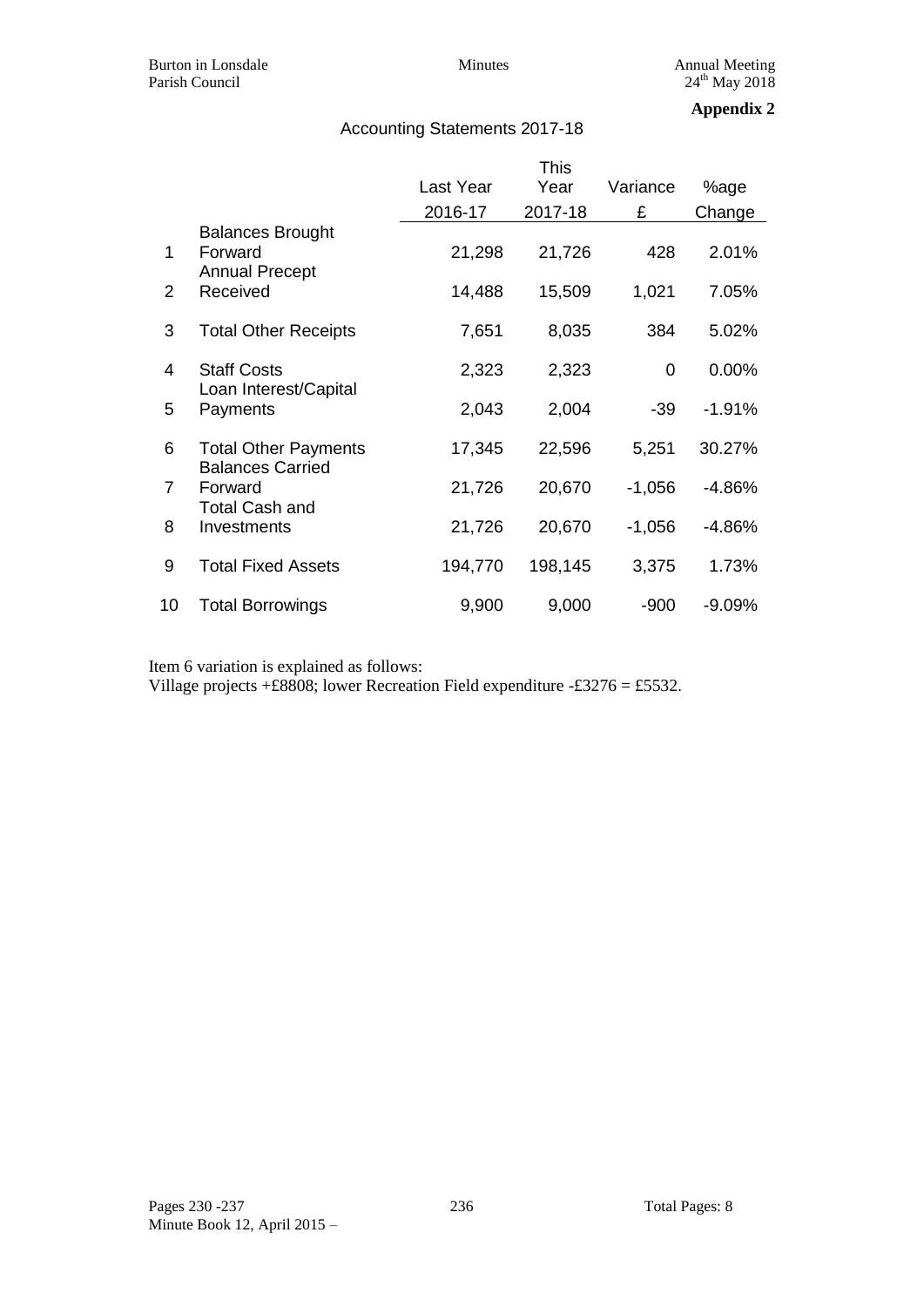**Appendix 2**

## Accounting Statements 2017-18

| | | Last Year 2016-17 | This Year 2017-18 | Variance £ | %age Change |
|---|---|---|---|---|---|
| 1 | Balances Brought Forward | 21,298 | 21,726 | 428 | 2.01% |
| 2 | Annual Precept Received | 14,488 | 15,509 | 1,021 | 7.05% |
| 3 | Total Other Receipts | 7,651 | 8,035 | 384 | 5.02% |
| 4 | Staff Costs | 2,323 | 2,323 | 0 | 0.00% |
| 5 | Loan Interest/Capital Payments | 2,043 | 2,004 | -39 | -1.91% |
| 6 | Total Other Payments | 17,345 | 22,596 | 5,251 | 30.27% |
| 7 | Balances Carried Forward | 21,726 | 20,670 | -1,056 | -4.86% |
| 8 | Total Cash and Investments | 21,726 | 20,670 | -1,056 | -4.86% |
| 9 | Total Fixed Assets | 194,770 | 198,145 | 3,375 | 1.73% |
| 10 | Total Borrowings | 9,900 | 9,000 | -900 | -9.09% |

Item 6 variation is explained as follows:
Village projects +£8808; lower Recreation Field expenditure -£3276 = £5532.

Minute Book 12, April 2015 –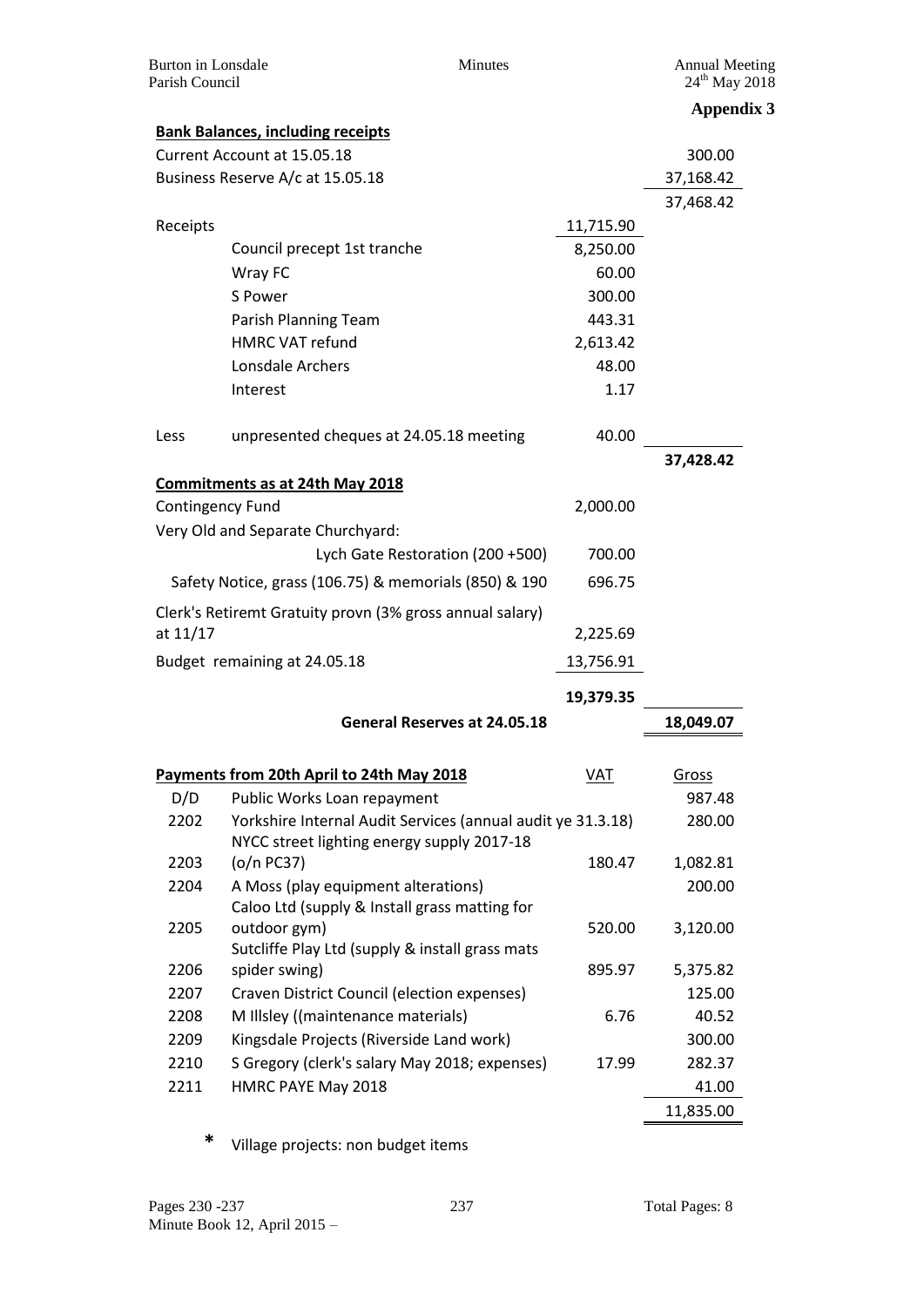**Appendix 3**

| | | | |
|---|---|---|---|
| **Bank Balances, including receipts** | | | |
| Current Account at 15.05.18 | | | 300.00 |
| Business Reserve A/c at 15.05.18 | | | 37,168.42 |
| | | | 37,468.42 |
| Receipts | | 11,715.90 | |
| | Council precept 1st tranche | 8,250.00 | |
| | Wray FC | 60.00 | |
| | S Power | 300.00 | |
| | Parish Planning Team | 443.31 | |
| | HMRC VAT refund | 2,613.42 | |
| | Lonsdale Archers | 48.00 | |
| | Interest | 1.17 | |
| Less | unpresented cheques at 24.05.18 meeting | 40.00 | |
| | | | **37,428.42** |
| **Commitments as at 24th May 2018** | | | |
| Contingency Fund | | 2,000.00 | |
| Very Old and Separate Churchyard: | | | |
| | Lych Gate Restoration (200 +500) | 700.00 | |
| Safety Notice, grass (106.75) & memorials (850) & 190 | | 696.75 | |
| Clerk's Retiremt Gratuity provn (3% gross annual salary) at 11/17 | | 2,225.69 | |
| Budget remaining at 24.05.18 | | 13,756.91 | |
| | | **19,379.35** | |
| | **General Reserves at 24.05.18** | | **18,049.07** |

| **Payments from 20th April to 24th May 2018** | | VAT | Gross |
|---|---|---|---|
| D/D | Public Works Loan repayment | | 987.48 |
| 2202 | Yorkshire Internal Audit Services (annual audit ye 31.3.18) | | 280.00 |
| 2203 | NYCC street lighting energy supply 2017-18 (o/n PC37) | 180.47 | 1,082.81 |
| 2204 | A Moss (play equipment alterations) | | 200.00 |
| 2205 | Caloo Ltd (supply & Install grass matting for outdoor gym) | 520.00 | 3,120.00 |
| 2206 | Sutcliffe Play Ltd (supply & install grass mats spider swing) | 895.97 | 5,375.82 |
| 2207 | Craven District Council (election expenses) | | 125.00 |
| 2208 | M Illsley ((maintenance materials) | 6.76 | 40.52 |
| 2209 | Kingsdale Projects (Riverside Land work) | | 300.00 |
| 2210 | S Gregory (clerk's salary May 2018; expenses) | 17.99 | 282.37 |
| 2211 | HMRC PAYE May 2018 | | 41.00 |
| | | | 11,835.00 |

* Village projects: non budget items